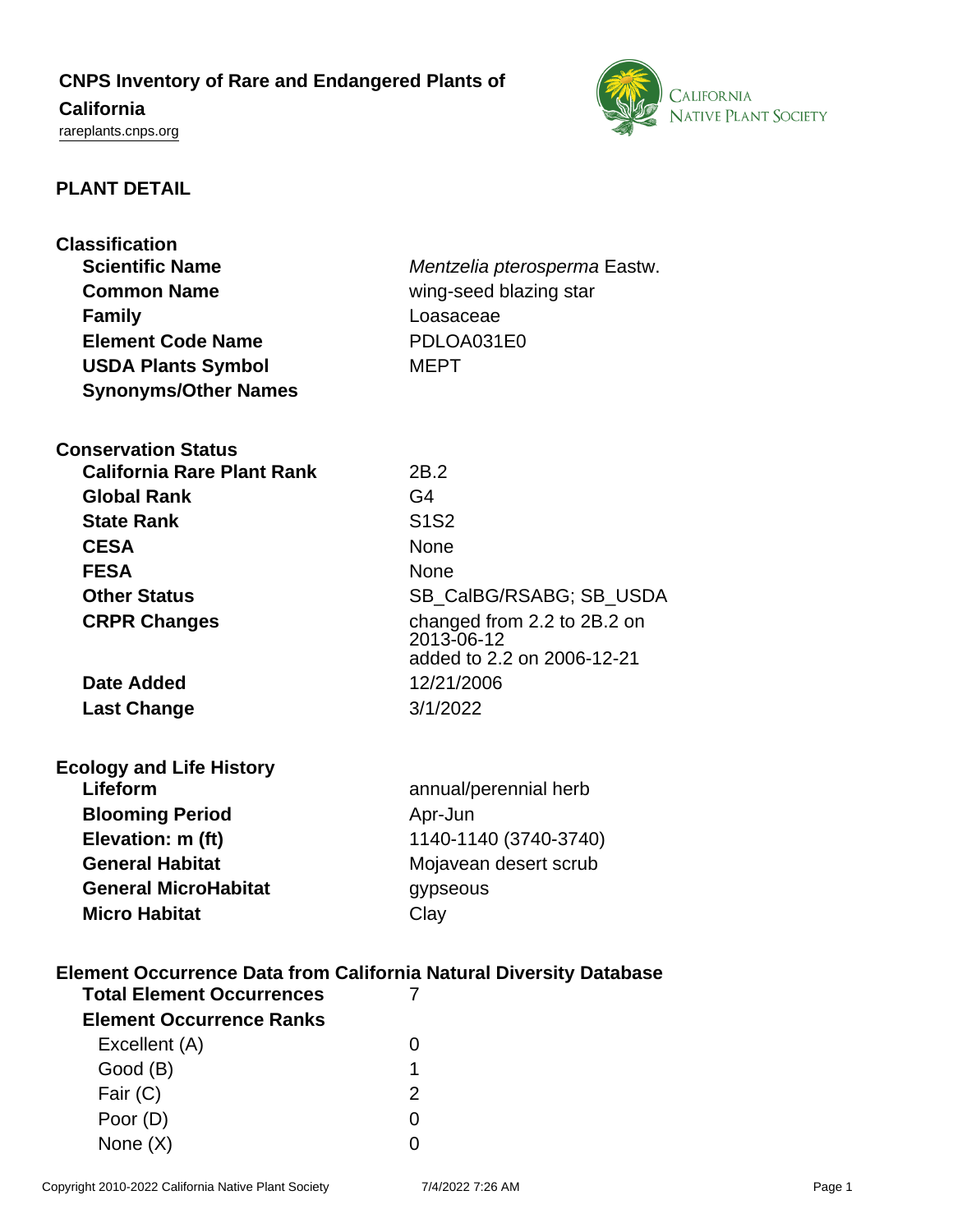# CNPS Inventory of Rare and Endangered Plants of California

rareplants.cnps.org

## PLANT DETAIL

### Classification

| | |
|---|---|
| **Scientific Name** | *Mentzelia pterosperma* Eastw. |
| **Common Name** | wing-seed blazing star |
| **Family** | Loasaceae |
| **Element Code Name** | PDLOA031E0 |
| **USDA Plants Symbol** | MEPT |
| **Synonyms/Other Names** | |

### Conservation Status

| | |
|---|---|
| **California Rare Plant Rank** | 2B.2 |
| **Global Rank** | G4 |
| **State Rank** | S1S2 |
| **CESA** | None |
| **FESA** | None |
| **Other Status** | SB_CalBG/RSABG; SB_USDA |
| **CRPR Changes** | changed from 2.2 to 2B.2 on 2013-06-12<br>added to 2.2 on 2006-12-21 |
| **Date Added** | 12/21/2006 |
| **Last Change** | 3/1/2022 |

### Ecology and Life History

| | |
|---|---|
| **Lifeform** | annual/perennial herb |
| **Blooming Period** | Apr-Jun |
| **Elevation: m (ft)** | 1140-1140 (3740-3740) |
| **General Habitat** | Mojavean desert scrub |
| **General MicroHabitat** | gypseous |
| **Micro Habitat** | Clay |

### Element Occurrence Data from California Natural Diversity Database

| | |
|---|---|
| **Total Element Occurrences** | 7 |
| **Element Occurrence Ranks** | |
| Excellent (A) | 0 |
| Good (B) | 1 |
| Fair (C) | 2 |
| Poor (D) | 0 |
| None (X) | 0 |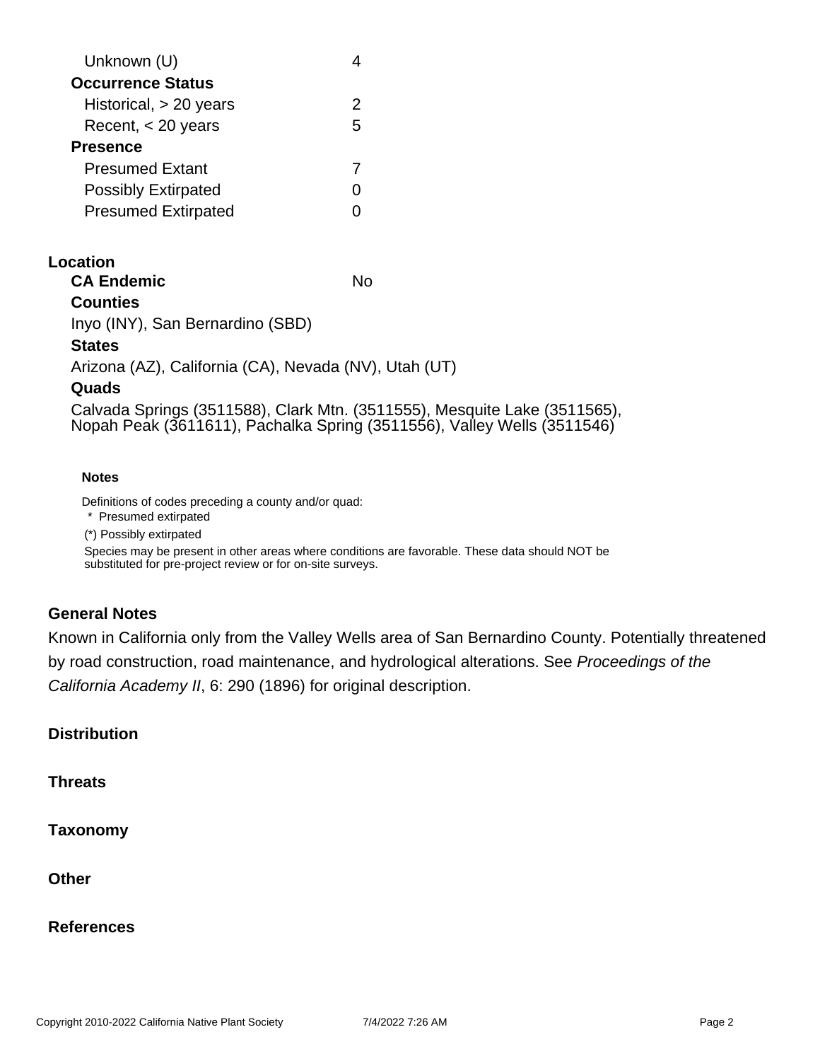| | |
|---|---|
| Unknown (U) | 4 |
| **Occurrence Status** | |
| Historical, > 20 years | 2 |
| Recent, < 20 years | 5 |
| **Presence** | |
| Presumed Extant | 7 |
| Possibly Extirpated | 0 |
| Presumed Extirpated | 0 |

## Location

**CA Endemic** No

**Counties**

Inyo (INY), San Bernardino (SBD)

**States**

Arizona (AZ), California (CA), Nevada (NV), Utah (UT)

**Quads**

Calvada Springs (3511588), Clark Mtn. (3511555), Mesquite Lake (3511565), Nopah Peak (3611611), Pachalka Spring (3511556), Valley Wells (3511546)

**Notes**

Definitions of codes preceding a county and/or quad:

\* Presumed extirpated

(*) Possibly extirpated

Species may be present in other areas where conditions are favorable. These data should NOT be substituted for pre-project review or for on-site surveys.

## General Notes

Known in California only from the Valley Wells area of San Bernardino County. Potentially threatened by road construction, road maintenance, and hydrological alterations. See *Proceedings of the California Academy II*, 6: 290 (1896) for original description.

## Distribution

## Threats

## Taxonomy

## Other

## References